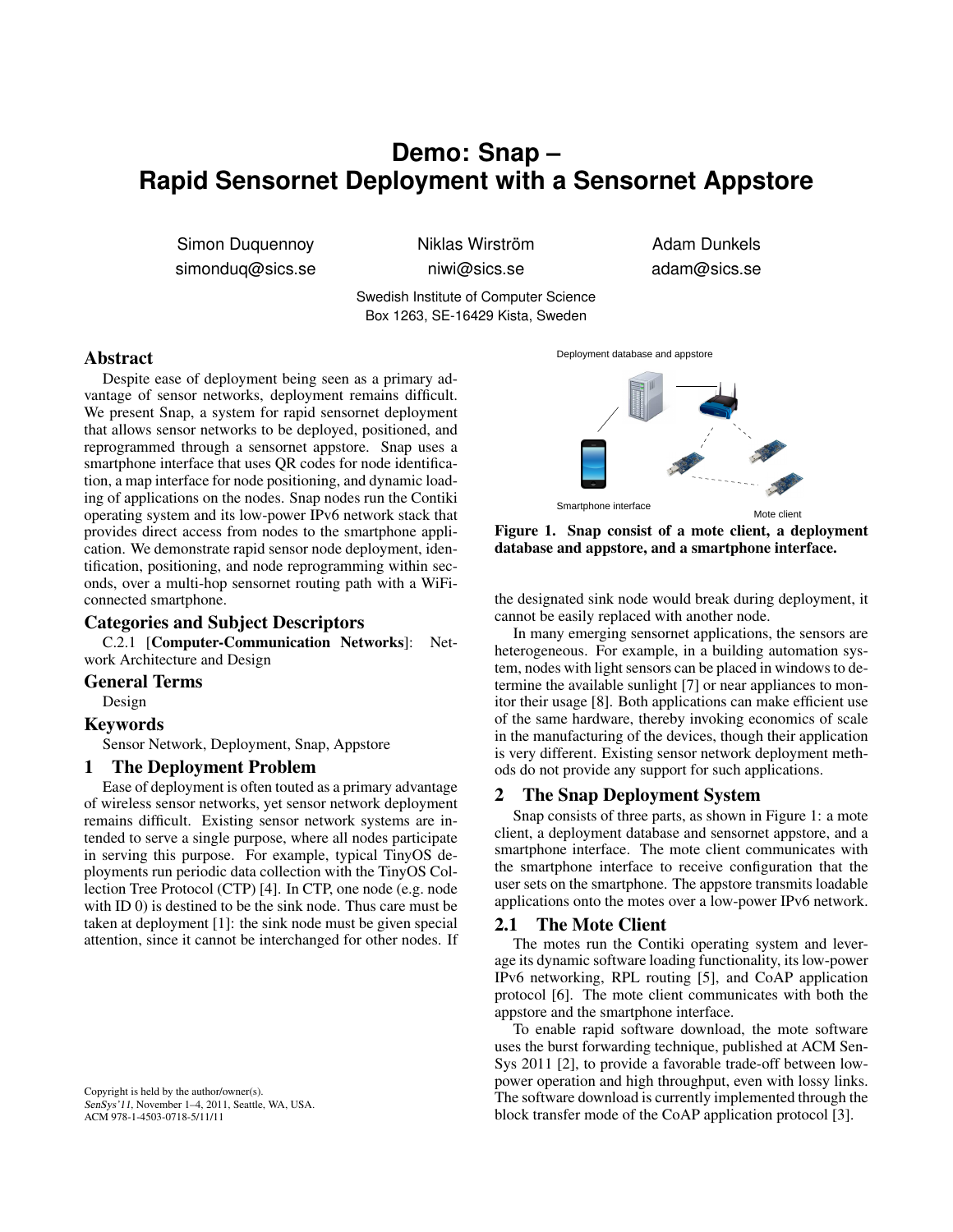# Demo: Snap – Rapid Sensornet Deployment with a Sensornet Appstore

Simon Duquennoy
simonduq@sics.se

Niklas Wirström
niwi@sics.se

Adam Dunkels
adam@sics.se

Swedish Institute of Computer Science
Box 1263, SE-16429 Kista, Sweden

## Abstract

Despite ease of deployment being seen as a primary advantage of sensor networks, deployment remains difficult. We present Snap, a system for rapid sensornet deployment that allows sensor networks to be deployed, positioned, and reprogrammed through a sensornet appstore. Snap uses a smartphone interface that uses QR codes for node identification, a map interface for node positioning, and dynamic loading of applications on the nodes. Snap nodes run the Contiki operating system and its low-power IPv6 network stack that provides direct access from nodes to the smartphone application. We demonstrate rapid sensor node deployment, identification, positioning, and node reprogramming within seconds, over a multi-hop sensornet routing path with a WiFi-connected smartphone.

## Categories and Subject Descriptors

C.2.1 [**Computer-Communication Networks**]: Network Architecture and Design

## General Terms

Design

## Keywords

Sensor Network, Deployment, Snap, Appstore

## 1 The Deployment Problem

Ease of deployment is often touted as a primary advantage of wireless sensor networks, yet sensor network deployment remains difficult. Existing sensor network systems are intended to serve a single purpose, where all nodes participate in serving this purpose. For example, typical TinyOS deployments run periodic data collection with the TinyOS Collection Tree Protocol (CTP) [4]. In CTP, one node (e.g. node with ID 0) is destined to be the sink node. Thus care must be taken at deployment [1]: the sink node must be given special attention, since it cannot be interchanged for other nodes. If the designated sink node would break during deployment, it cannot be easily replaced with another node.

Deployment database and appstore

Smartphone interface

Mote client

**Figure 1. Snap consist of a mote client, a deployment database and appstore, and a smartphone interface.**

In many emerging sensornet applications, the sensors are heterogeneous. For example, in a building automation system, nodes with light sensors can be placed in windows to determine the available sunlight [7] or near appliances to monitor their usage [8]. Both applications can make efficient use of the same hardware, thereby invoking economics of scale in the manufacturing of the devices, though their application is very different. Existing sensor network deployment methods do not provide any support for such applications.

## 2 The Snap Deployment System

Snap consists of three parts, as shown in Figure 1: a mote client, a deployment database and sensornet appstore, and a smartphone interface. The mote client communicates with the smartphone interface to receive configuration that the user sets on the smartphone. The appstore transmits loadable applications onto the motes over a low-power IPv6 network.

### 2.1 The Mote Client

The motes run the Contiki operating system and leverage its dynamic software loading functionality, its low-power IPv6 networking, RPL routing [5], and CoAP application protocol [6]. The mote client communicates with both the appstore and the smartphone interface.

To enable rapid software download, the mote software uses the burst forwarding technique, published at ACM SenSys 2011 [2], to provide a favorable trade-off between low-power operation and high throughput, even with lossy links. The software download is currently implemented through the block transfer mode of the CoAP application protocol [3].

Copyright is held by the author/owner(s).
*SenSys'11*, November 1–4, 2011, Seattle, WA, USA.
ACM 978-1-4503-0718-5/11/11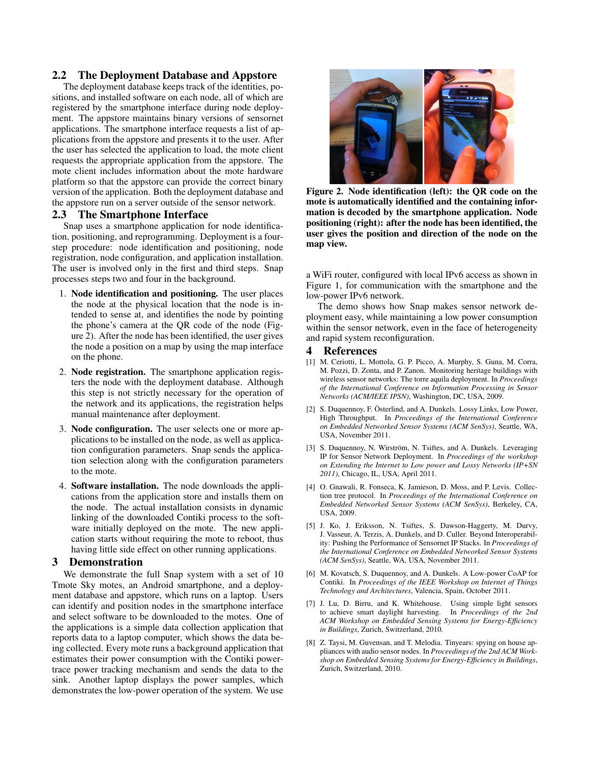## 2.2 The Deployment Database and Appstore

The deployment database keeps track of the identities, positions, and installed software on each node, all of which are registered by the smartphone interface during node deployment. The appstore maintains binary versions of sensornet applications. The smartphone interface requests a list of applications from the appstore and presents it to the user. After the user has selected the application to load, the mote client requests the appropriate application from the appstore. The mote client includes information about the mote hardware platform so that the appstore can provide the correct binary version of the application. Both the deployment database and the appstore run on a server outside of the sensor network.

## 2.3 The Smartphone Interface

Snap uses a smartphone application for node identification, positioning, and reprogramming. Deployment is a four-step procedure: node identification and positioning, node registration, node configuration, and application installation. The user is involved only in the first and third steps. Snap processes steps two and four in the background.

1. **Node identification and positioning.** The user places the node at the physical location that the node is intended to sense at, and identifies the node by pointing the phone's camera at the QR code of the node (Figure 2). After the node has been identified, the user gives the node a position on a map by using the map interface on the phone.
2. **Node registration.** The smartphone application registers the node with the deployment database. Although this step is not strictly necessary for the operation of the network and its applications, the registration helps manual maintenance after deployment.
3. **Node configuration.** The user selects one or more applications to be installed on the node, as well as application configuration parameters. Snap sends the application selection along with the configuration parameters to the mote.
4. **Software installation.** The node downloads the applications from the application store and installs them on the node. The actual installation consists in dynamic linking of the downloaded Contiki process to the software initially deployed on the mote. The new application starts without requiring the mote to reboot, thus having little side effect on other running applications.

# 3 Demonstration

We demonstrate the full Snap system with a set of 10 Tmote Sky motes, an Android smartphone, and a deployment database and appstore, which runs on a laptop. Users can identify and position nodes in the smartphone interface and select software to be downloaded to the motes. One of the applications is a simple data collection application that reports data to a laptop computer, which shows the data being collected. Every mote runs a background application that estimates their power consumption with the Contiki powertrace power tracking mechanism and sends the data to the sink. Another laptop displays the power samples, which demonstrates the low-power operation of the system. We use a WiFi router, configured with local IPv6 access as shown in Figure 1, for communication with the smartphone and the low-power IPv6 network.

**Figure 2. Node identification (left): the QR code on the mote is automatically identified and the containing information is decoded by the smartphone application. Node positioning (right): after the node has been identified, the user gives the position and direction of the node on the map view.**

The demo shows how Snap makes sensor network deployment easy, while maintaining a low power consumption within the sensor network, even in the face of heterogeneity and rapid system reconfiguration.

# 4 References

[1] M. Ceriotti, L. Mottola, G. P. Picco, A. Murphy, S. Guna, M. Corra, M. Pozzi, D. Zonta, and P. Zanon. Monitoring heritage buildings with wireless sensor networks: The torre aquila deployment. In *Proceedings of the International Conference on Information Processing in Sensor Networks (ACM/IEEE IPSN)*, Washington, DC, USA, 2009.

[2] S. Duquennoy, F. Österlind, and A. Dunkels. Lossy Links, Low Power, High Throughput. In *Proceedings of the International Conference on Embedded Networked Sensor Systems (ACM SenSys)*, Seattle, WA, USA, November 2011.

[3] S. Duquennoy, N. Wirström, N. Tsiftes, and A. Dunkels. Leveraging IP for Sensor Network Deployment. In *Proceedings of the workshop on Extending the Internet to Low power and Lossy Networks (IP+SN 2011)*, Chicago, IL, USA, April 2011.

[4] O. Gnawali, R. Fonseca, K. Jamieson, D. Moss, and P. Levis. Collection tree protocol. In *Proceedings of the International Conference on Embedded Networked Sensor Systems (ACM SenSys)*, Berkeley, CA, USA, 2009.

[5] J. Ko, J. Eriksson, N. Tsiftes, S. Dawson-Haggerty, M. Durvy, J. Vasseur, A. Terzis, A. Dunkels, and D. Culler. Beyond Interoperability: Pushing the Performance of Sensornet IP Stacks. In *Proceedings of the International Conference on Embedded Networked Sensor Systems (ACM SenSys)*, Seattle, WA, USA, November 2011.

[6] M. Kovatsch, S. Duquennoy, and A. Dunkels. A Low-power CoAP for Contiki. In *Proceedings of the IEEE Workshop on Internet of Things Technology and Architectures*, Valencia, Spain, October 2011.

[7] J. Lu, D. Birru, and K. Whitehouse. Using simple light sensors to achieve smart daylight harvesting. In *Proceedings of the 2nd ACM Workshop on Embedded Sensing Systems for Energy-Efficiency in Buildings*, Zurich, Switzerland, 2010.

[8] Z. Taysi, M. Guvensan, and T. Melodia. Tinyears: spying on house appliances with audio sensor nodes. In *Proceedings of the 2nd ACM Workshop on Embedded Sensing Systems for Energy-Efficiency in Buildings*, Zurich, Switzerland, 2010.